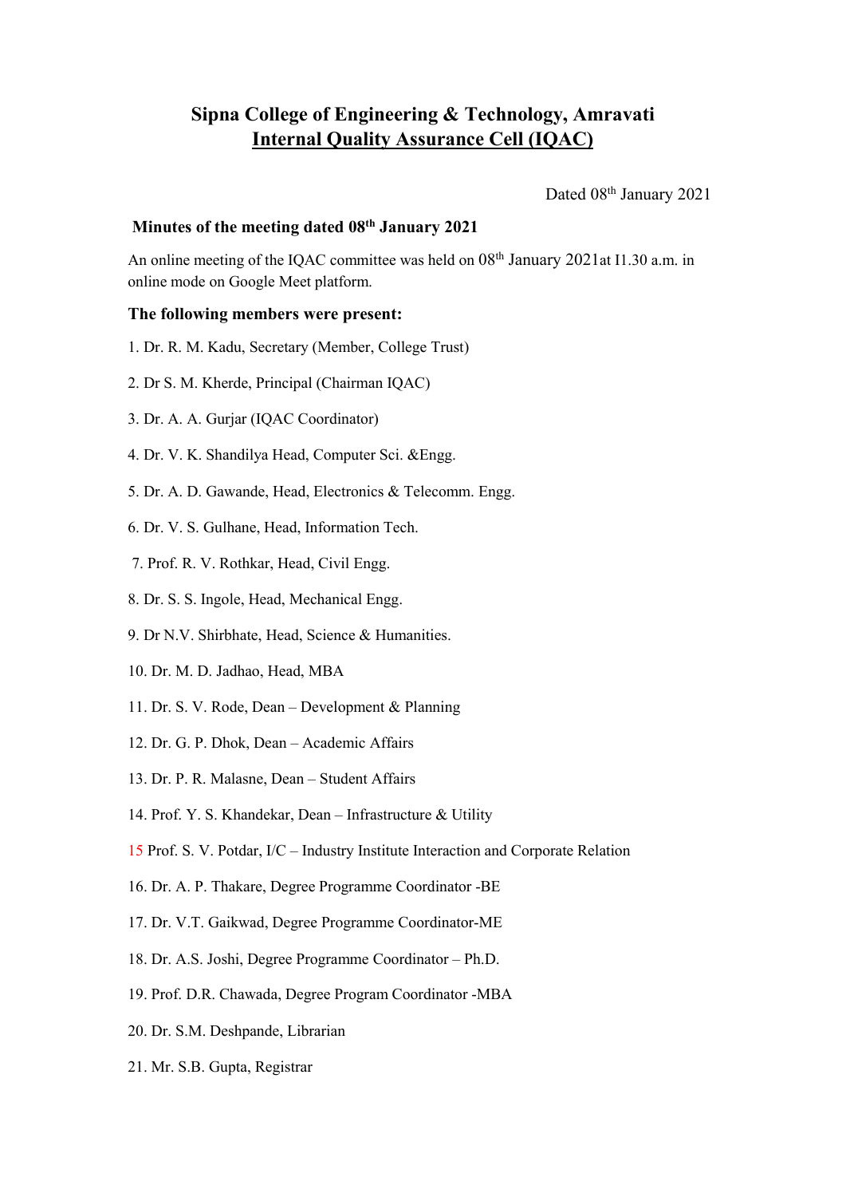# Sipna College of Engineering & Technology, Amravati

## Internal Quality Assurance Cell (IQAC)

Dated 08th January 2021

**Minutes of the meeting dated 08th January 2021**

An online meeting of the IQAC committee was held on 08th January 2021at I1.30 a.m. in online mode on Google Meet platform.

**The following members were present:**

1. Dr. R. M. Kadu, Secretary (Member, College Trust)
2. Dr S. M. Kherde, Principal (Chairman IQAC)
3. Dr. A. A. Gurjar (IQAC Coordinator)
4. Dr. V. K. Shandilya Head, Computer Sci. &Engg.
5. Dr. A. D. Gawande, Head, Electronics & Telecomm. Engg.
6. Dr. V. S. Gulhane, Head, Information Tech.
7. Prof. R. V. Rothkar, Head, Civil Engg.
8. Dr. S. S. Ingole, Head, Mechanical Engg.
9. Dr N.V. Shirbhate, Head, Science & Humanities.
10. Dr. M. D. Jadhao, Head, MBA
11. Dr. S. V. Rode, Dean – Development & Planning
12. Dr. G. P. Dhok, Dean – Academic Affairs
13. Dr. P. R. Malasne, Dean – Student Affairs
14. Prof. Y. S. Khandekar, Dean – Infrastructure & Utility
15. Prof. S. V. Potdar, I/C – Industry Institute Interaction and Corporate Relation
16. Dr. A. P. Thakare, Degree Programme Coordinator -BE
17. Dr. V.T. Gaikwad, Degree Programme Coordinator-ME
18. Dr. A.S. Joshi, Degree Programme Coordinator – Ph.D.
19. Prof. D.R. Chawada, Degree Program Coordinator -MBA
20. Dr. S.M. Deshpande, Librarian
21. Mr. S.B. Gupta, Registrar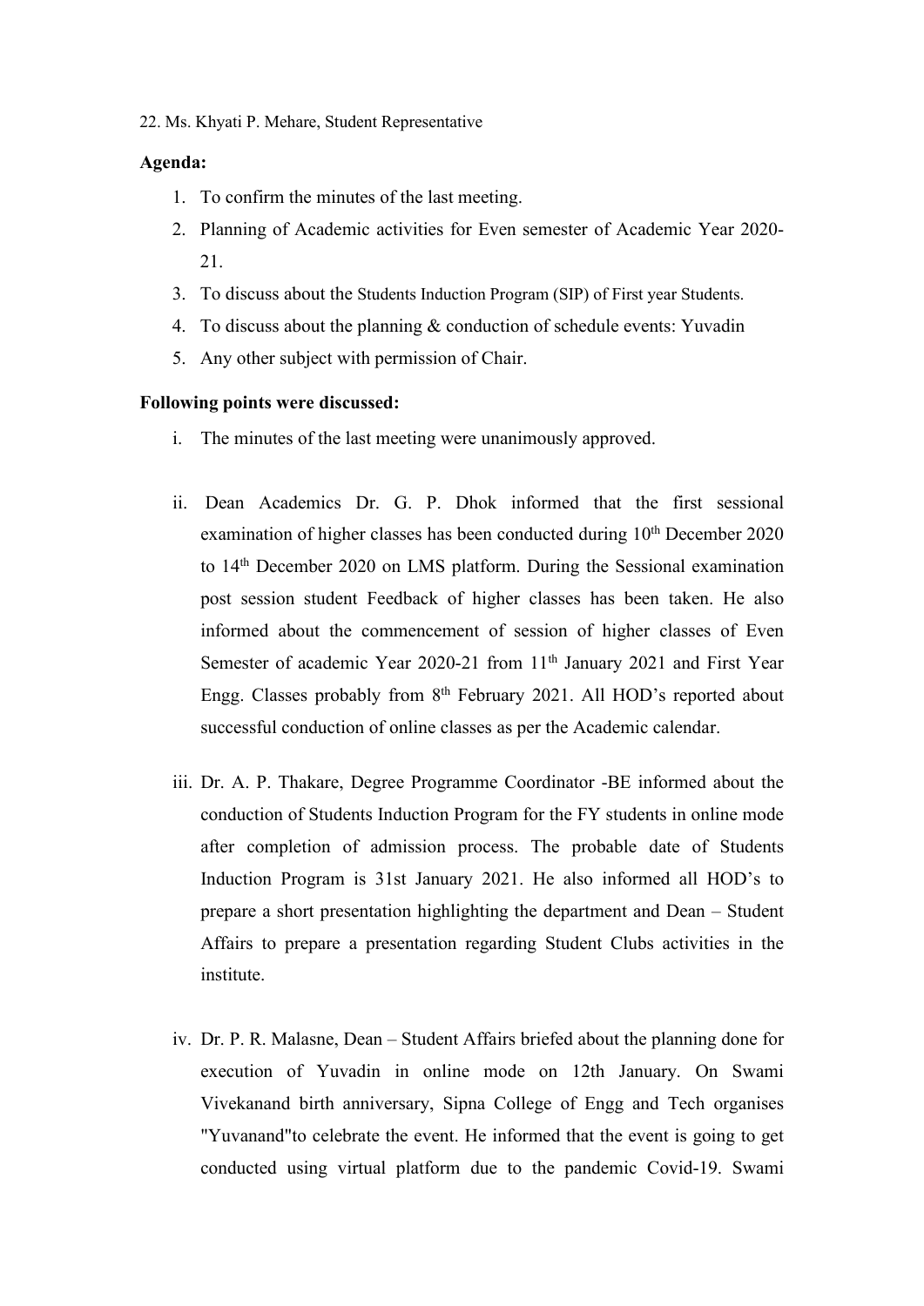22. Ms. Khyati P. Mehare, Student Representative

**Agenda:**

1. To confirm the minutes of the last meeting.
2. Planning of Academic activities for Even semester of Academic Year 2020-21.
3. To discuss about the Students Induction Program (SIP) of First year Students.
4. To discuss about the planning & conduction of schedule events: Yuvadin
5. Any other subject with permission of Chair.

**Following points were discussed:**

i. The minutes of the last meeting were unanimously approved.

ii. Dean Academics Dr. G. P. Dhok informed that the first sessional examination of higher classes has been conducted during 10th December 2020 to 14th December 2020 on LMS platform. During the Sessional examination post session student Feedback of higher classes has been taken. He also informed about the commencement of session of higher classes of Even Semester of academic Year 2020-21 from 11th January 2021 and First Year Engg. Classes probably from 8th February 2021. All HOD's reported about successful conduction of online classes as per the Academic calendar.

iii. Dr. A. P. Thakare, Degree Programme Coordinator -BE informed about the conduction of Students Induction Program for the FY students in online mode after completion of admission process. The probable date of Students Induction Program is 31st January 2021. He also informed all HOD's to prepare a short presentation highlighting the department and Dean – Student Affairs to prepare a presentation regarding Student Clubs activities in the institute.

iv. Dr. P. R. Malasne, Dean – Student Affairs briefed about the planning done for execution of Yuvadin in online mode on 12th January. On Swami Vivekanand birth anniversary, Sipna College of Engg and Tech organises "Yuvanand"to celebrate the event. He informed that the event is going to get conducted using virtual platform due to the pandemic Covid-19. Swami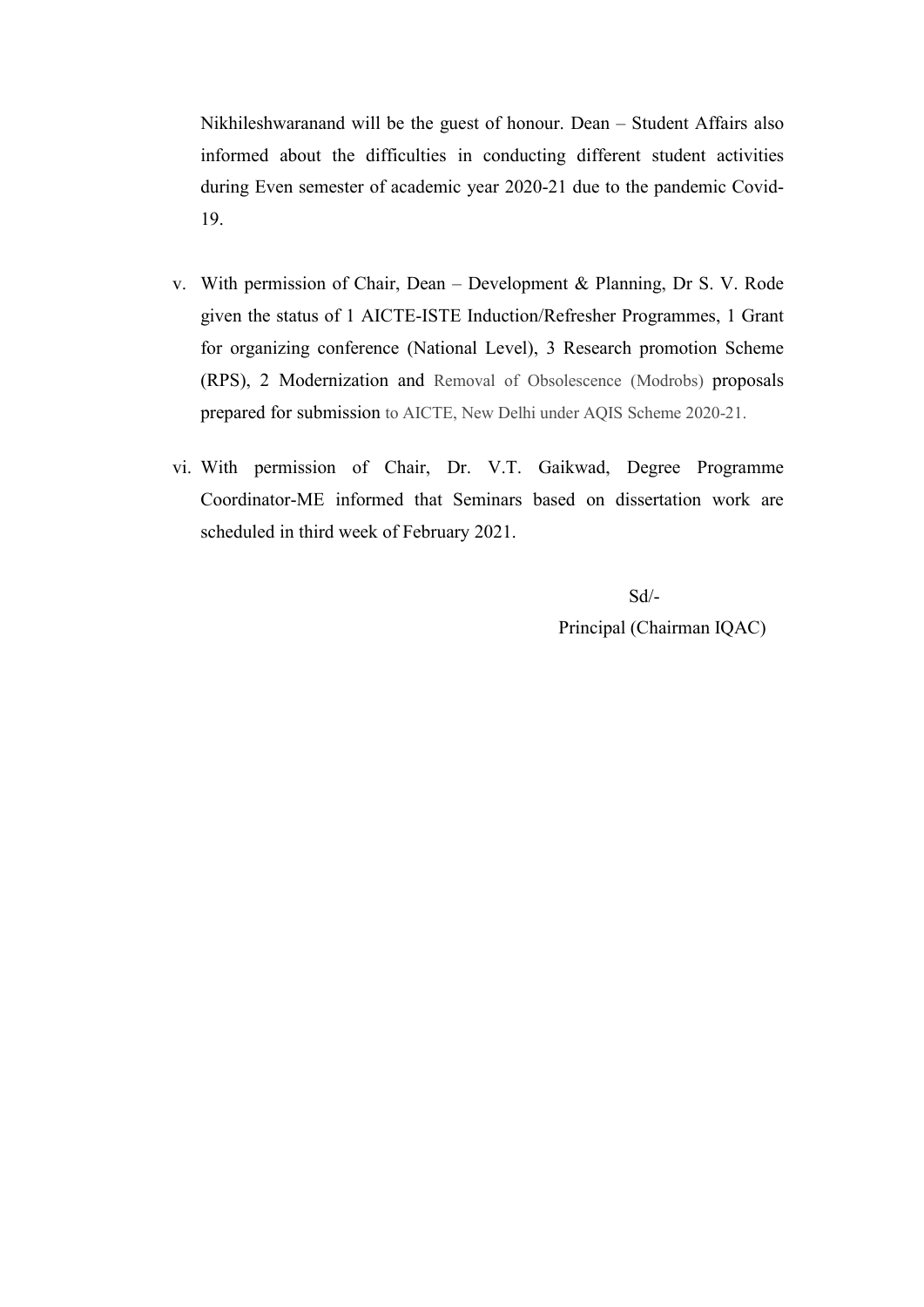Nikhileshwaranand will be the guest of honour. Dean – Student Affairs also informed about the difficulties in conducting different student activities during Even semester of academic year 2020-21 due to the pandemic Covid-19.

v. With permission of Chair, Dean – Development & Planning, Dr S. V. Rode given the status of 1 AICTE-ISTE Induction/Refresher Programmes, 1 Grant for organizing conference (National Level), 3 Research promotion Scheme (RPS), 2 Modernization and Removal of Obsolescence (Modrobs) proposals prepared for submission to AICTE, New Delhi under AQIS Scheme 2020-21.

vi. With permission of Chair, Dr. V.T. Gaikwad, Degree Programme Coordinator-ME informed that Seminars based on dissertation work are scheduled in third week of February 2021.

Sd/-

Principal (Chairman IQAC)